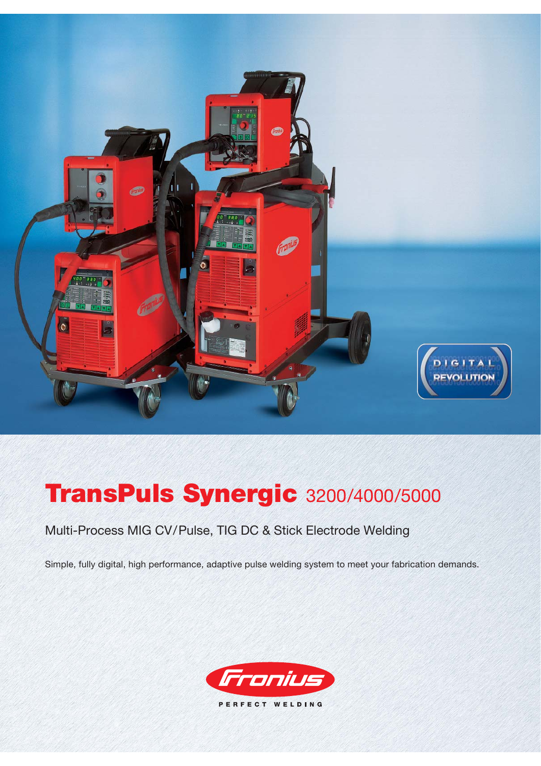# TransPuls Synergic 3200/4000/5000

Multi-Process MIG CV/Pulse, TIG DC & Stick Electrode Welding

Simple, fully digital, high performance, adaptive pulse welding system to meet your fabrication demands.

PERFECT WELDING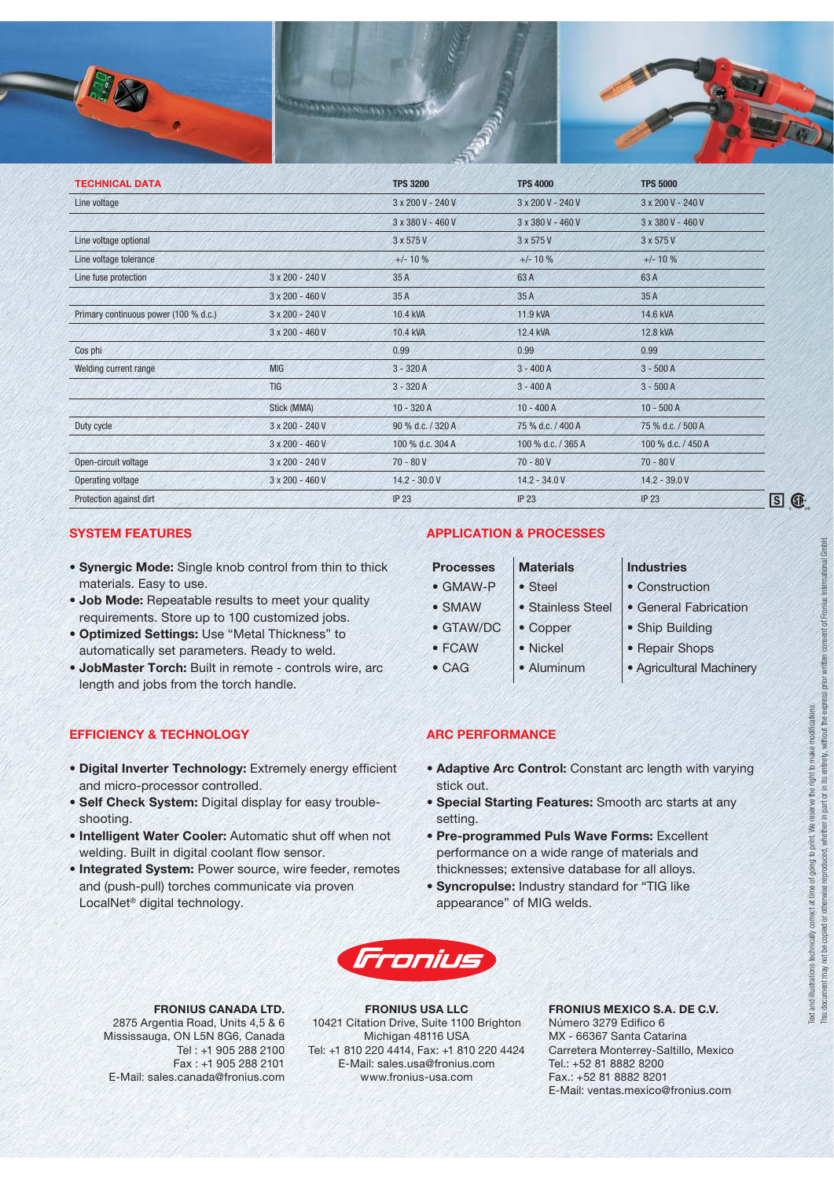| TECHNICAL DATA | | TPS 3200 | TPS 4000 | TPS 5000 |
|---|---|---|---|---|
| Line voltage | | 3 x 200 V - 240 V | 3 x 200 V - 240 V | 3 x 200 V - 240 V |
| | | 3 x 380 V - 460 V | 3 x 380 V - 460 V | 3 x 380 V - 460 V |
| Line voltage optional | | 3 x 575 V | 3 x 575 V | 3 x 575 V |
| Line voltage tolerance | | +/- 10 % | +/- 10 % | +/- 10 % |
| Line fuse protection | 3 x 200 - 240 V | 35 A | 63 A | 63 A |
| | 3 x 200 - 460 V | 35 A | 35 A | 35 A |
| Primary continuous power (100 % d.c.) | 3 x 200 - 240 V | 10.4 kVA | 11.9 kVA | 14.6 kVA |
| | 3 x 200 - 460 V | 10.4 kVA | 12.4 kVA | 12.8 kVA |
| Cos phi | | 0.99 | 0.99 | 0.99 |
| Welding current range | MIG | 3 - 320 A | 3 - 400 A | 3 - 500 A |
| | TIG | 3 - 320 A | 3 - 400 A | 3 - 500 A |
| | Stick (MMA) | 10 - 320 A | 10 - 400 A | 10 - 500 A |
| Duty cycle | 3 x 200 - 240 V | 90 % d.c. / 320 A | 75 % d.c. / 400 A | 75 % d.c. / 500 A |
| | 3 x 200 - 460 V | 100 % d.c. 304 A | 100 % d.c. / 365 A | 100 % d.c. / 450 A |
| Open-circuit voltage | 3 x 200 - 240 V | 70 - 80 V | 70 - 80 V | 70 - 80 V |
| Operating voltage | 3 x 200 - 460 V | 14.2 - 30.0 V | 14.2 - 34.0 V | 14.2 - 39.0 V |
| Protection against dirt | | IP 23 | IP 23 | IP 23 |

## SYSTEM FEATURES

- **Synergic Mode:** Single knob control from thin to thick materials. Easy to use.
- **Job Mode:** Repeatable results to meet your quality requirements. Store up to 100 customized jobs.
- **Optimized Settings:** Use "Metal Thickness" to automatically set parameters. Ready to weld.
- **JobMaster Torch:** Built in remote - controls wire, arc length and jobs from the torch handle.

## APPLICATION & PROCESSES

| Processes | Materials | Industries |
|---|---|---|
| • GMAW-P | • Steel | • Construction |
| • SMAW | • Stainless Steel | • General Fabrication |
| • GTAW/DC | • Copper | • Ship Building |
| • FCAW | • Nickel | • Repair Shops |
| • CAG | • Aluminum | • Agricultural Machinery |

## EFFICIENCY & TECHNOLOGY

- **Digital Inverter Technology:** Extremely energy efficient and micro-processor controlled.
- **Self Check System:** Digital display for easy trouble-shooting.
- **Intelligent Water Cooler:** Automatic shut off when not welding. Built in digital coolant flow sensor.
- **Integrated System:** Power source, wire feeder, remotes and (push-pull) torches communicate via proven LocalNet® digital technology.

## ARC PERFORMANCE

- **Adaptive Arc Control:** Constant arc length with varying stick out.
- **Special Starting Features:** Smooth arc starts at any setting.
- **Pre-programmed Puls Wave Forms:** Excellent performance on a wide range of materials and thicknesses; extensive database for all alloys.
- **Syncropulse:** Industry standard for "TIG like appearance" of MIG welds.

Fronius

**FRONIUS CANADA LTD.**
2875 Argentia Road, Units 4,5 & 6
Mississauga, ON L5N 8G6, Canada
Tel : +1 905 288 2100
Fax : +1 905 288 2101
E-Mail: sales.canada@fronius.com

**FRONIUS USA LLC**
10421 Citation Drive, Suite 1100 Brighton
Michigan 48116 USA
Tel: +1 810 220 4414, Fax: +1 810 220 4424
E-Mail: sales.usa@fronius.com
www.fronius-usa.com

**FRONIUS MEXICO S.A. DE C.V.**
Número 3279 Edificio 6
MX - 66367 Santa Catarina
Carretera Monterrey-Saltillo, Mexico
Tel.: +52 81 8882 8200
Fax.: +52 81 8882 8201
E-Mail: ventas.mexico@fronius.com

Text and illustrations technically correct at time of going to print. We reserve the right to make modifications.
This document may not be copied or otherwise reproduced, whether in part or in its entirety, without the express prior written consent of Fronius International GmbH.